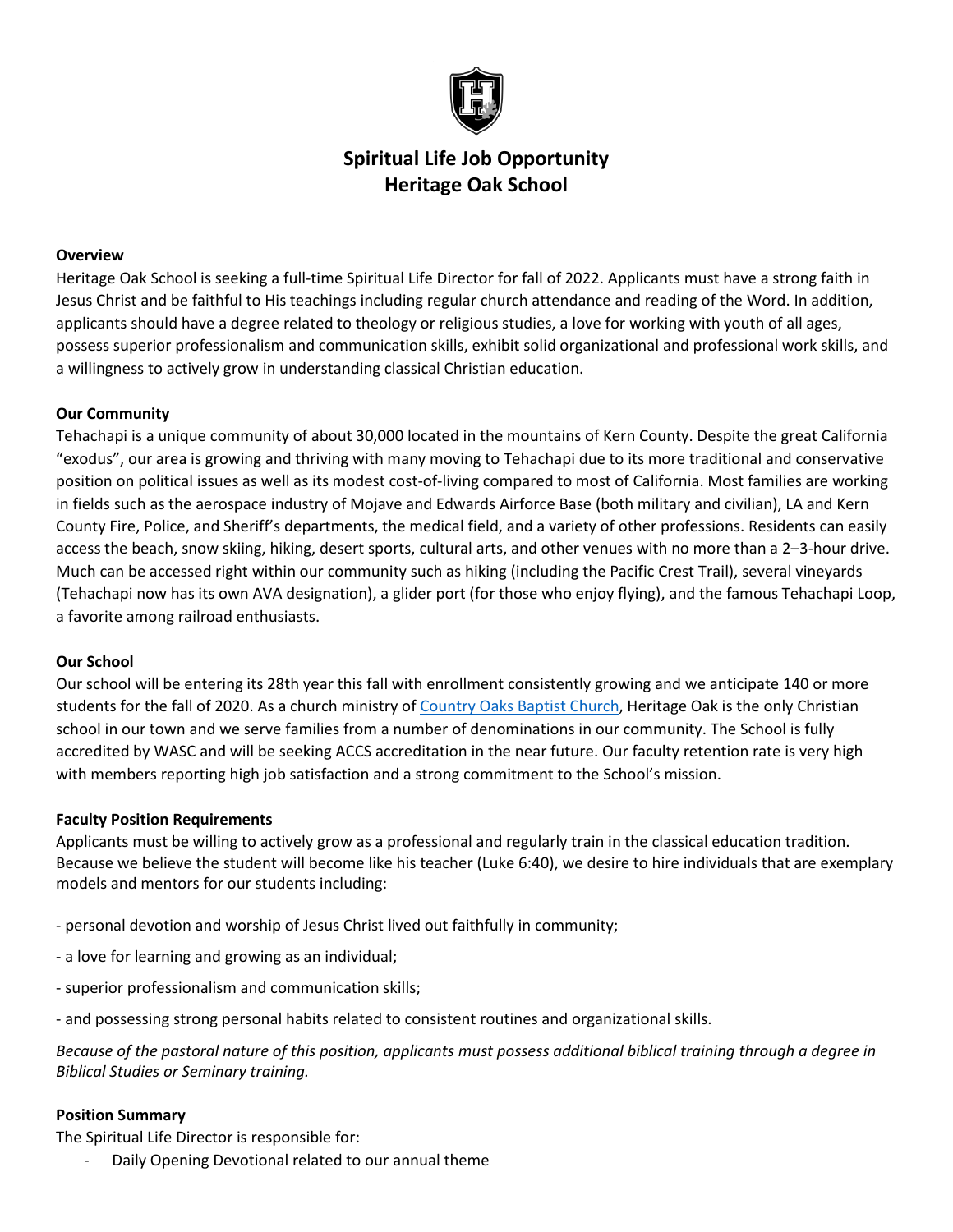# Spiritual Life Job Opportunity
# Heritage Oak School

**Overview**

Heritage Oak School is seeking a full-time Spiritual Life Director for fall of 2022. Applicants must have a strong faith in Jesus Christ and be faithful to His teachings including regular church attendance and reading of the Word. In addition, applicants should have a degree related to theology or religious studies, a love for working with youth of all ages, possess superior professionalism and communication skills, exhibit solid organizational and professional work skills, and a willingness to actively grow in understanding classical Christian education.

**Our Community**

Tehachapi is a unique community of about 30,000 located in the mountains of Kern County. Despite the great California "exodus", our area is growing and thriving with many moving to Tehachapi due to its more traditional and conservative position on political issues as well as its modest cost-of-living compared to most of California. Most families are working in fields such as the aerospace industry of Mojave and Edwards Airforce Base (both military and civilian), LA and Kern County Fire, Police, and Sheriff's departments, the medical field, and a variety of other professions. Residents can easily access the beach, snow skiing, hiking, desert sports, cultural arts, and other venues with no more than a 2–3-hour drive. Much can be accessed right within our community such as hiking (including the Pacific Crest Trail), several vineyards (Tehachapi now has its own AVA designation), a glider port (for those who enjoy flying), and the famous Tehachapi Loop, a favorite among railroad enthusiasts.

**Our School**

Our school will be entering its 28th year this fall with enrollment consistently growing and we anticipate 140 or more students for the fall of 2020. As a church ministry of Country Oaks Baptist Church, Heritage Oak is the only Christian school in our town and we serve families from a number of denominations in our community. The School is fully accredited by WASC and will be seeking ACCS accreditation in the near future. Our faculty retention rate is very high with members reporting high job satisfaction and a strong commitment to the School's mission.

**Faculty Position Requirements**

Applicants must be willing to actively grow as a professional and regularly train in the classical education tradition. Because we believe the student will become like his teacher (Luke 6:40), we desire to hire individuals that are exemplary models and mentors for our students including:

- personal devotion and worship of Jesus Christ lived out faithfully in community;
- a love for learning and growing as an individual;
- superior professionalism and communication skills;
- and possessing strong personal habits related to consistent routines and organizational skills.

*Because of the pastoral nature of this position, applicants must possess additional biblical training through a degree in Biblical Studies or Seminary training.*

**Position Summary**

The Spiritual Life Director is responsible for:

- Daily Opening Devotional related to our annual theme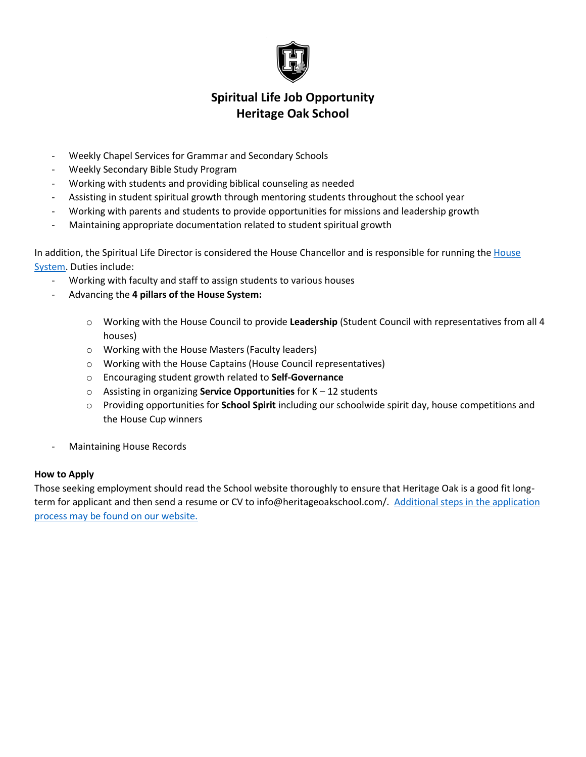# Spiritual Life Job Opportunity
# Heritage Oak School

- Weekly Chapel Services for Grammar and Secondary Schools
- Weekly Secondary Bible Study Program
- Working with students and providing biblical counseling as needed
- Assisting in student spiritual growth through mentoring students throughout the school year
- Working with parents and students to provide opportunities for missions and leadership growth
- Maintaining appropriate documentation related to student spiritual growth

In addition, the Spiritual Life Director is considered the House Chancellor and is responsible for running the House System. Duties include:

- Working with faculty and staff to assign students to various houses
- Advancing the **4 pillars of the House System:**
  - Working with the House Council to provide **Leadership** (Student Council with representatives from all 4 houses)
  - Working with the House Masters (Faculty leaders)
  - Working with the House Captains (House Council representatives)
  - Encouraging student growth related to **Self-Governance**
  - Assisting in organizing **Service Opportunities** for K – 12 students
  - Providing opportunities for **School Spirit** including our schoolwide spirit day, house competitions and the House Cup winners
- Maintaining House Records

**How to Apply**

Those seeking employment should read the School website thoroughly to ensure that Heritage Oak is a good fit long-term for applicant and then send a resume or CV to info@heritageoakschool.com/. Additional steps in the application process may be found on our website.